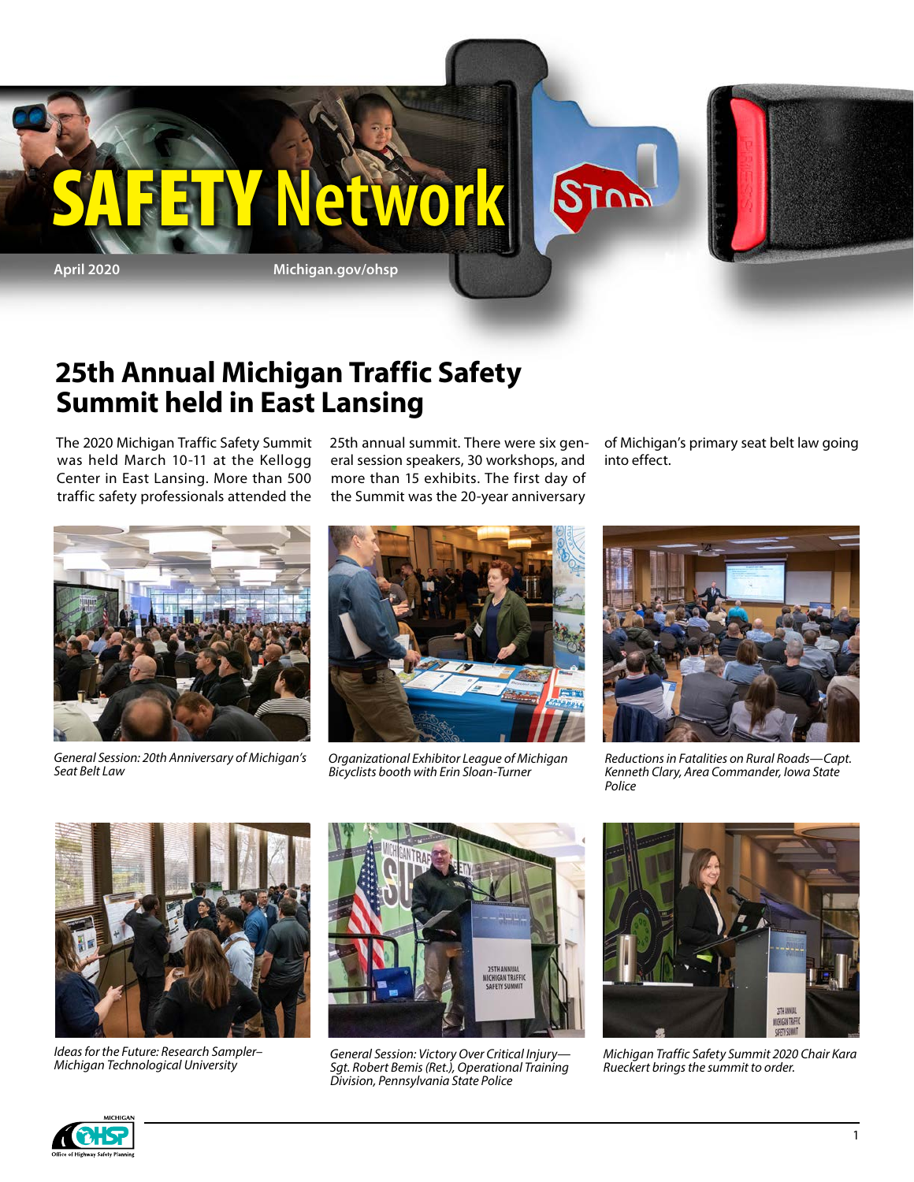# SAFETY Network

April 2020 Michigan.gov/ohsp

## 25th Annual Michigan Traffic Safety Summit held in East Lansing

The 2020 Michigan Traffic Safety Summit was held March 10-11 at the Kellogg Center in East Lansing. More than 500 traffic safety professionals attended the 25th annual summit. There were six general session speakers, 30 workshops, and more than 15 exhibits. The first day of the Summit was the 20-year anniversary of Michigan's primary seat belt law going into effect.

*General Session: 20th Anniversary of Michigan's Seat Belt Law*

*Organizational Exhibitor League of Michigan Bicyclists booth with Erin Sloan-Turner*

*Reductions in Fatalities on Rural Roads—Capt. Kenneth Clary, Area Commander, Iowa State Police*

*Ideas for the Future: Research Sampler–Michigan Technological University*

*General Session: Victory Over Critical Injury—Sgt. Robert Bemis (Ret.), Operational Training Division, Pennsylvania State Police*

*Michigan Traffic Safety Summit 2020 Chair Kara Rueckert brings the summit to order.*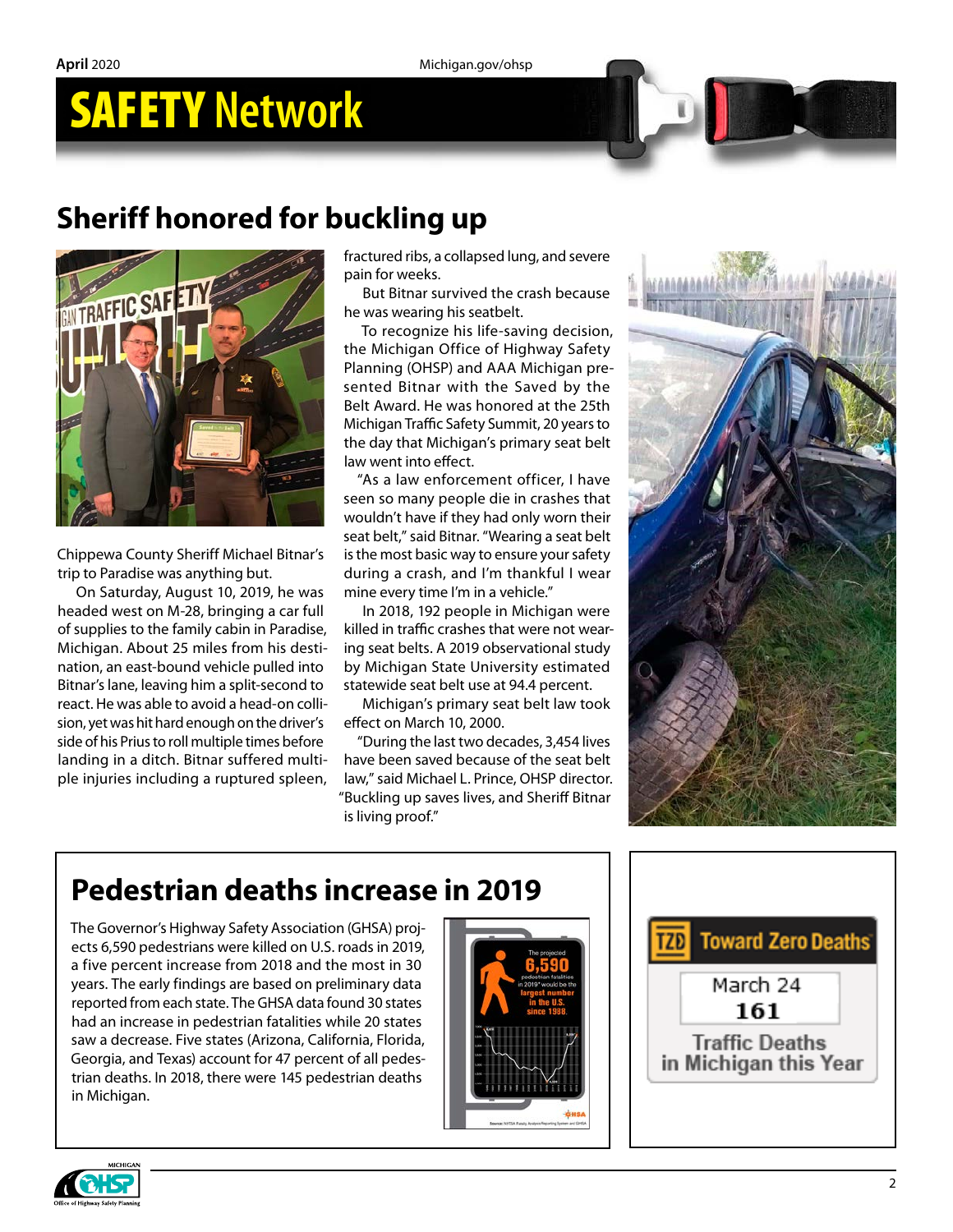# SAFETY Network

## Sheriff honored for buckling up

Chippewa County Sheriff Michael Bitnar's trip to Paradise was anything but.

On Saturday, August 10, 2019, he was headed west on M-28, bringing a car full of supplies to the family cabin in Paradise, Michigan. About 25 miles from his destination, an east-bound vehicle pulled into Bitnar's lane, leaving him a split-second to react. He was able to avoid a head-on collision, yet was hit hard enough on the driver's side of his Prius to roll multiple times before landing in a ditch. Bitnar suffered multiple injuries including a ruptured spleen, fractured ribs, a collapsed lung, and severe pain for weeks.

But Bitnar survived the crash because he was wearing his seatbelt.

To recognize his life-saving decision, the Michigan Office of Highway Safety Planning (OHSP) and AAA Michigan presented Bitnar with the Saved by the Belt Award. He was honored at the 25th Michigan Traffic Safety Summit, 20 years to the day that Michigan's primary seat belt law went into effect.

"As a law enforcement officer, I have seen so many people die in crashes that wouldn't have if they had only worn their seat belt," said Bitnar. "Wearing a seat belt is the most basic way to ensure your safety during a crash, and I'm thankful I wear mine every time I'm in a vehicle."

In 2018, 192 people in Michigan were killed in traffic crashes that were not wearing seat belts. A 2019 observational study by Michigan State University estimated statewide seat belt use at 94.4 percent.

Michigan's primary seat belt law took effect on March 10, 2000.

"During the last two decades, 3,454 lives have been saved because of the seat belt law," said Michael L. Prince, OHSP director. "Buckling up saves lives, and Sheriff Bitnar is living proof."

## Pedestrian deaths increase in 2019

The Governor's Highway Safety Association (GHSA) projects 6,590 pedestrians were killed on U.S. roads in 2019, a five percent increase from 2018 and the most in 30 years. The early findings are based on preliminary data reported from each state. The GHSA data found 30 states had an increase in pedestrian fatalities while 20 states saw a decrease. Five states (Arizona, California, Florida, Georgia, and Texas) account for 47 percent of all pedestrian deaths. In 2018, there were 145 pedestrian deaths in Michigan.

The projected 6,590 pedestrian fatalities in 2019* would be the largest number in the U.S. since 1988.

Source: NHTSA Fatality Analysis Reporting System and GHSA

**Toward Zero Deaths**

March 24
**161**
Traffic Deaths in Michigan this Year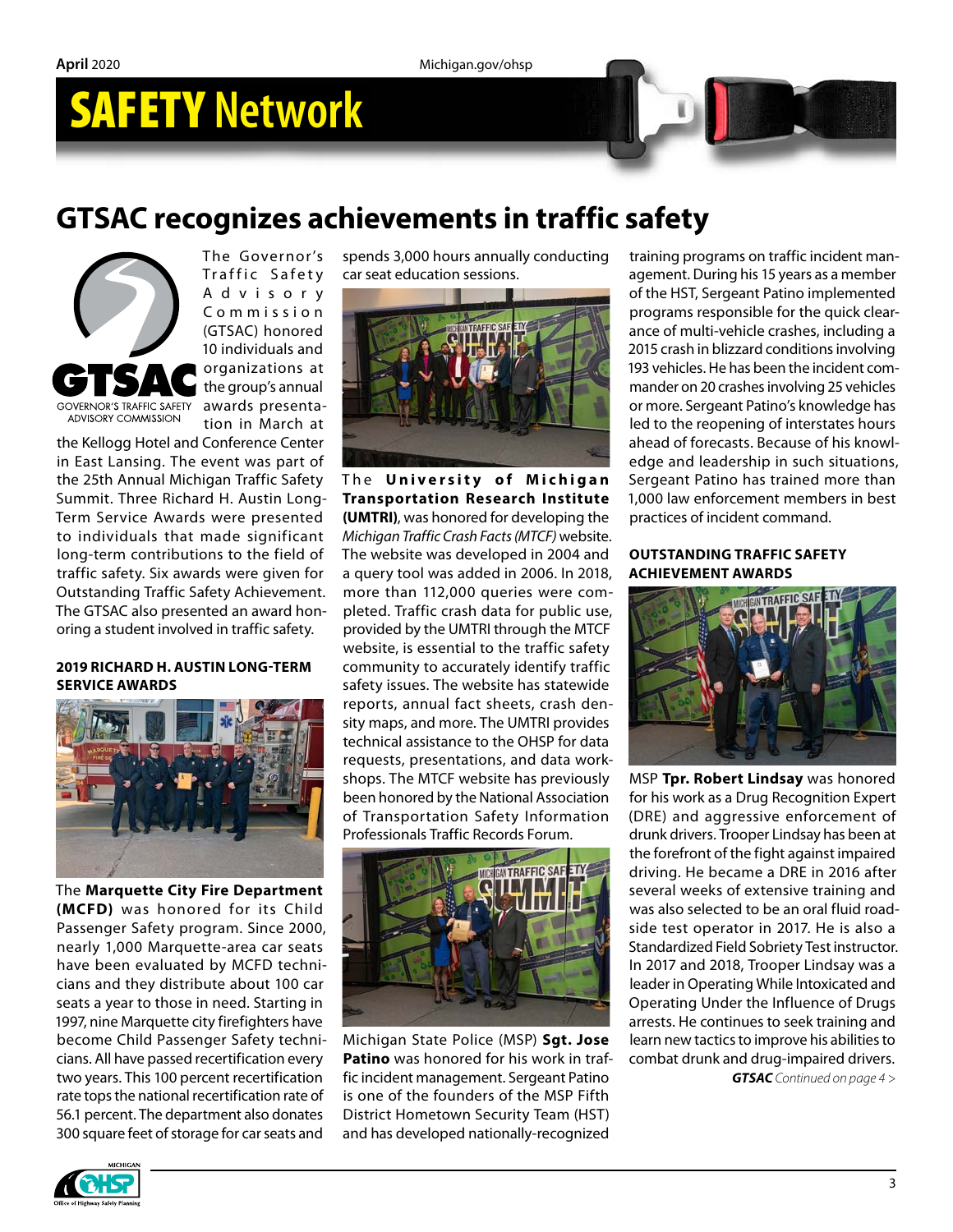# SAFETY Network

## GTSAC recognizes achievements in traffic safety

The Governor's Traffic Safety Advisory Commission (GTSAC) honored 10 individuals and organizations at the group's annual awards presentation in March at the Kellogg Hotel and Conference Center in East Lansing. The event was part of the 25th Annual Michigan Traffic Safety Summit. Three Richard H. Austin Long-Term Service Awards were presented to individuals that made significant long-term contributions to the field of traffic safety. Six awards were given for Outstanding Traffic Safety Achievement. The GTSAC also presented an award honoring a student involved in traffic safety.

### 2019 RICHARD H. AUSTIN LONG-TERM SERVICE AWARDS

The **Marquette City Fire Department (MCFD)** was honored for its Child Passenger Safety program. Since 2000, nearly 1,000 Marquette-area car seats have been evaluated by MCFD technicians and they distribute about 100 car seats a year to those in need. Starting in 1997, nine Marquette city firefighters have become Child Passenger Safety technicians. All have passed recertification every two years. This 100 percent recertification rate tops the national recertification rate of 56.1 percent. The department also donates 300 square feet of storage for car seats and spends 3,000 hours annually conducting car seat education sessions.

The **University of Michigan Transportation Research Institute (UMTRI)**, was honored for developing the *Michigan Traffic Crash Facts (MTCF)* website. The website was developed in 2004 and a query tool was added in 2006. In 2018, more than 112,000 queries were completed. Traffic crash data for public use, provided by the UMTRI through the MTCF website, is essential to the traffic safety community to accurately identify traffic safety issues. The website has statewide reports, annual fact sheets, crash density maps, and more. The UMTRI provides technical assistance to the OHSP for data requests, presentations, and data workshops. The MTCF website has previously been honored by the National Association of Transportation Safety Information Professionals Traffic Records Forum.

Michigan State Police (MSP) **Sgt. Jose Patino** was honored for his work in traffic incident management. Sergeant Patino is one of the founders of the MSP Fifth District Hometown Security Team (HST) and has developed nationally-recognized training programs on traffic incident management. During his 15 years as a member of the HST, Sergeant Patino implemented programs responsible for the quick clearance of multi-vehicle crashes, including a 2015 crash in blizzard conditions involving 193 vehicles. He has been the incident commander on 20 crashes involving 25 vehicles or more. Sergeant Patino's knowledge has led to the reopening of interstates hours ahead of forecasts. Because of his knowledge and leadership in such situations, Sergeant Patino has trained more than 1,000 law enforcement members in best practices of incident command.

### OUTSTANDING TRAFFIC SAFETY ACHIEVEMENT AWARDS

MSP **Tpr. Robert Lindsay** was honored for his work as a Drug Recognition Expert (DRE) and aggressive enforcement of drunk drivers. Trooper Lindsay has been at the forefront of the fight against impaired driving. He became a DRE in 2016 after several weeks of extensive training and was also selected to be an oral fluid roadside test operator in 2017. He is also a Standardized Field Sobriety Test instructor. In 2017 and 2018, Trooper Lindsay was a leader in Operating While Intoxicated and Operating Under the Influence of Drugs arrests. He continues to seek training and learn new tactics to improve his abilities to combat drunk and drug-impaired drivers.

***GTSAC*** *Continued on page 4 >*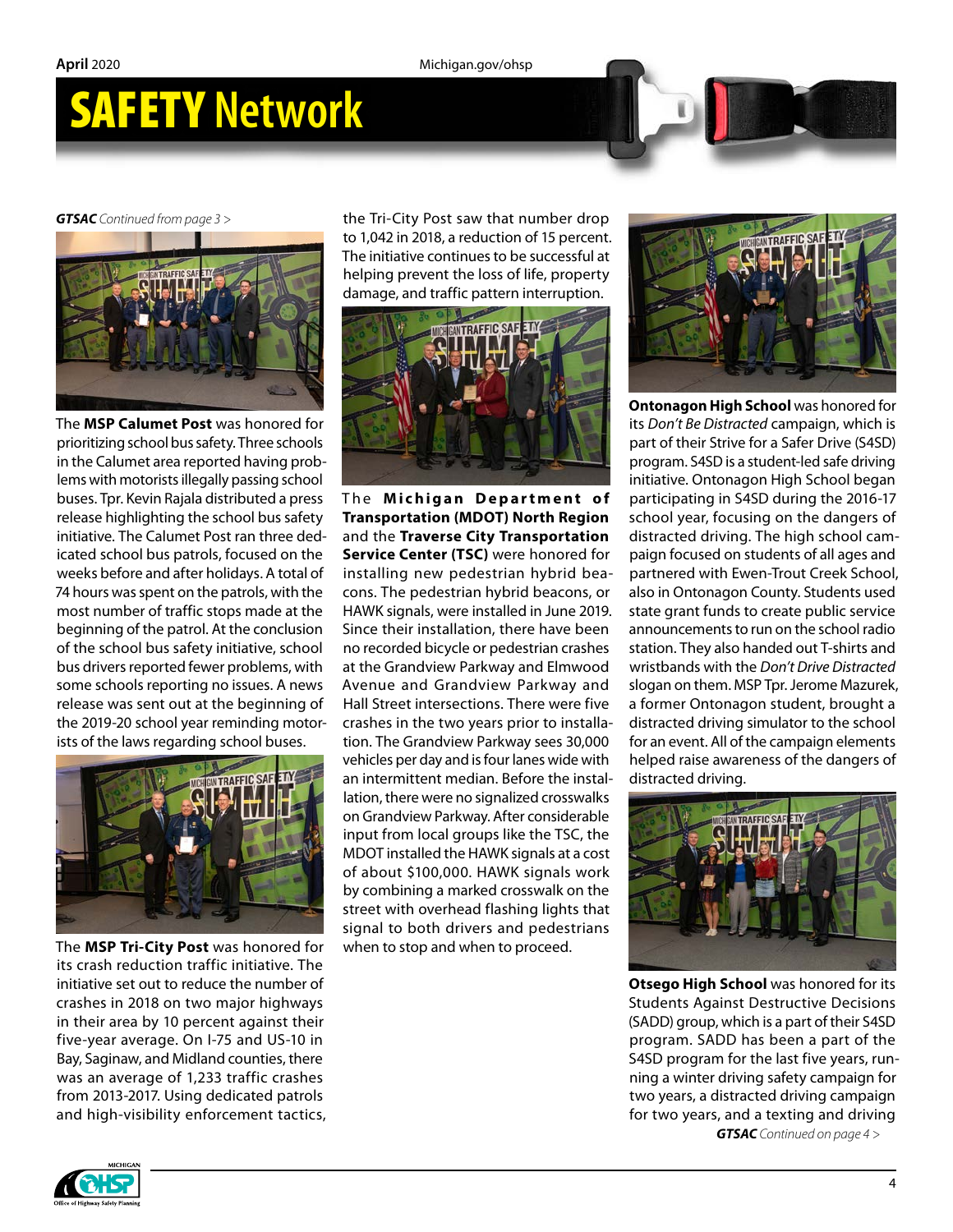***GTSAC*** *Continued from page 3 >*

The **MSP Calumet Post** was honored for prioritizing school bus safety. Three schools in the Calumet area reported having problems with motorists illegally passing school buses. Tpr. Kevin Rajala distributed a press release highlighting the school bus safety initiative. The Calumet Post ran three dedicated school bus patrols, focused on the weeks before and after holidays. A total of 74 hours was spent on the patrols, with the most number of traffic stops made at the beginning of the patrol. At the conclusion of the school bus safety initiative, school bus drivers reported fewer problems, with some schools reporting no issues. A news release was sent out at the beginning of the 2019-20 school year reminding motorists of the laws regarding school buses.

The **MSP Tri-City Post** was honored for its crash reduction traffic initiative. The initiative set out to reduce the number of crashes in 2018 on two major highways in their area by 10 percent against their five-year average. On I-75 and US-10 in Bay, Saginaw, and Midland counties, there was an average of 1,233 traffic crashes from 2013-2017. Using dedicated patrols and high-visibility enforcement tactics, the Tri-City Post saw that number drop to 1,042 in 2018, a reduction of 15 percent. The initiative continues to be successful at helping prevent the loss of life, property damage, and traffic pattern interruption.

The **Michigan Department of Transportation (MDOT) North Region** and the **Traverse City Transportation Service Center (TSC)** were honored for installing new pedestrian hybrid beacons. The pedestrian hybrid beacons, or HAWK signals, were installed in June 2019. Since their installation, there have been no recorded bicycle or pedestrian crashes at the Grandview Parkway and Elmwood Avenue and Grandview Parkway and Hall Street intersections. There were five crashes in the two years prior to installation. The Grandview Parkway sees 30,000 vehicles per day and is four lanes wide with an intermittent median. Before the installation, there were no signalized crosswalks on Grandview Parkway. After considerable input from local groups like the TSC, the MDOT installed the HAWK signals at a cost of about $100,000. HAWK signals work by combining a marked crosswalk on the street with overhead flashing lights that signal to both drivers and pedestrians when to stop and when to proceed.

**Ontonagon High School** was honored for its *Don't Be Distracted* campaign, which is part of their Strive for a Safer Drive (S4SD) program. S4SD is a student-led safe driving initiative. Ontonagon High School began participating in S4SD during the 2016-17 school year, focusing on the dangers of distracted driving. The high school campaign focused on students of all ages and partnered with Ewen-Trout Creek School, also in Ontonagon County. Students used state grant funds to create public service announcements to run on the school radio station. They also handed out T-shirts and wristbands with the *Don't Drive Distracted* slogan on them. MSP Tpr. Jerome Mazurek, a former Ontonagon student, brought a distracted driving simulator to the school for an event. All of the campaign elements helped raise awareness of the dangers of distracted driving.

**Otsego High School** was honored for its Students Against Destructive Decisions (SADD) group, which is a part of their S4SD program. SADD has been a part of the S4SD program for the last five years, running a winter driving safety campaign for two years, a distracted driving campaign for two years, and a texting and driving

***GTSAC*** *Continued on page 4 >*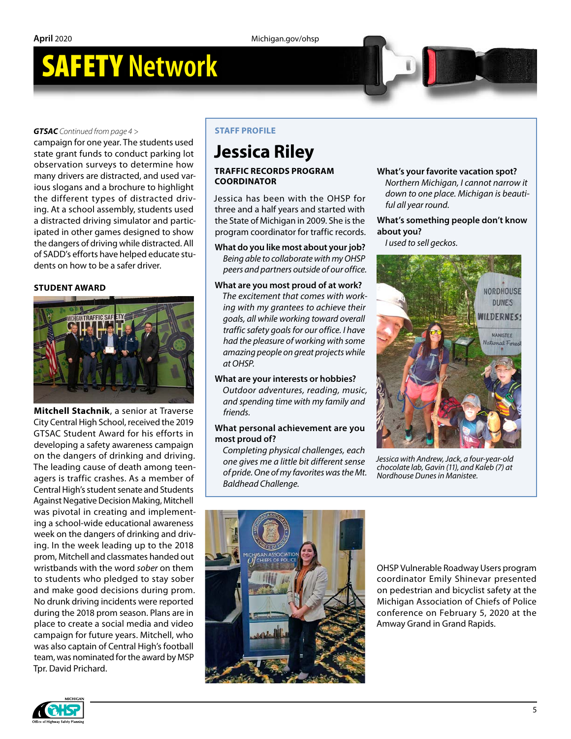***GTSAC** Continued from page 4 >*

campaign for one year. The students used state grant funds to conduct parking lot observation surveys to determine how many drivers are distracted, and used various slogans and a brochure to highlight the different types of distracted driving. At a school assembly, students used a distracted driving simulator and participated in other games designed to show the dangers of driving while distracted. All of SADD's efforts have helped educate students on how to be a safer driver.

**STUDENT AWARD**

**Mitchell Stachnik**, a senior at Traverse City Central High School, received the 2019 GTSAC Student Award for his efforts in developing a safety awareness campaign on the dangers of drinking and driving. The leading cause of death among teenagers is traffic crashes. As a member of Central High's student senate and Students Against Negative Decision Making, Mitchell was pivotal in creating and implementing a school-wide educational awareness week on the dangers of drinking and driving. In the week leading up to the 2018 prom, Mitchell and classmates handed out wristbands with the word *sober* on them to students who pledged to stay sober and make good decisions during prom. No drunk driving incidents were reported during the 2018 prom season. Plans are in place to create a social media and video campaign for future years. Mitchell, who was also captain of Central High's football team, was nominated for the award by MSP Tpr. David Prichard.

**STAFF PROFILE**

## Jessica Riley

**TRAFFIC RECORDS PROGRAM COORDINATOR**

Jessica has been with the OHSP for three and a half years and started with the State of Michigan in 2009. She is the program coordinator for traffic records.

**What do you like most about your job?**
*Being able to collaborate with my OHSP peers and partners outside of our office.*

**What are you most proud of at work?**
*The excitement that comes with working with my grantees to achieve their goals, all while working toward overall traffic safety goals for our office. I have had the pleasure of working with some amazing people on great projects while at OHSP.*

**What are your interests or hobbies?**
*Outdoor adventures, reading, music, and spending time with my family and friends.*

**What personal achievement are you most proud of?**
*Completing physical challenges, each one gives me a little bit different sense of pride. One of my favorites was the Mt. Baldhead Challenge.*

**What's your favorite vacation spot?**
*Northern Michigan, I cannot narrow it down to one place. Michigan is beautiful all year round.*

**What's something people don't know about you?**
*I used to sell geckos.*

*Jessica with Andrew, Jack, a four-year-old chocolate lab, Gavin (11), and Kaleb (7) at Nordhouse Dunes in Manistee.*

OHSP Vulnerable Roadway Users program coordinator Emily Shinevar presented on pedestrian and bicyclist safety at the Michigan Association of Chiefs of Police conference on February 5, 2020 at the Amway Grand in Grand Rapids.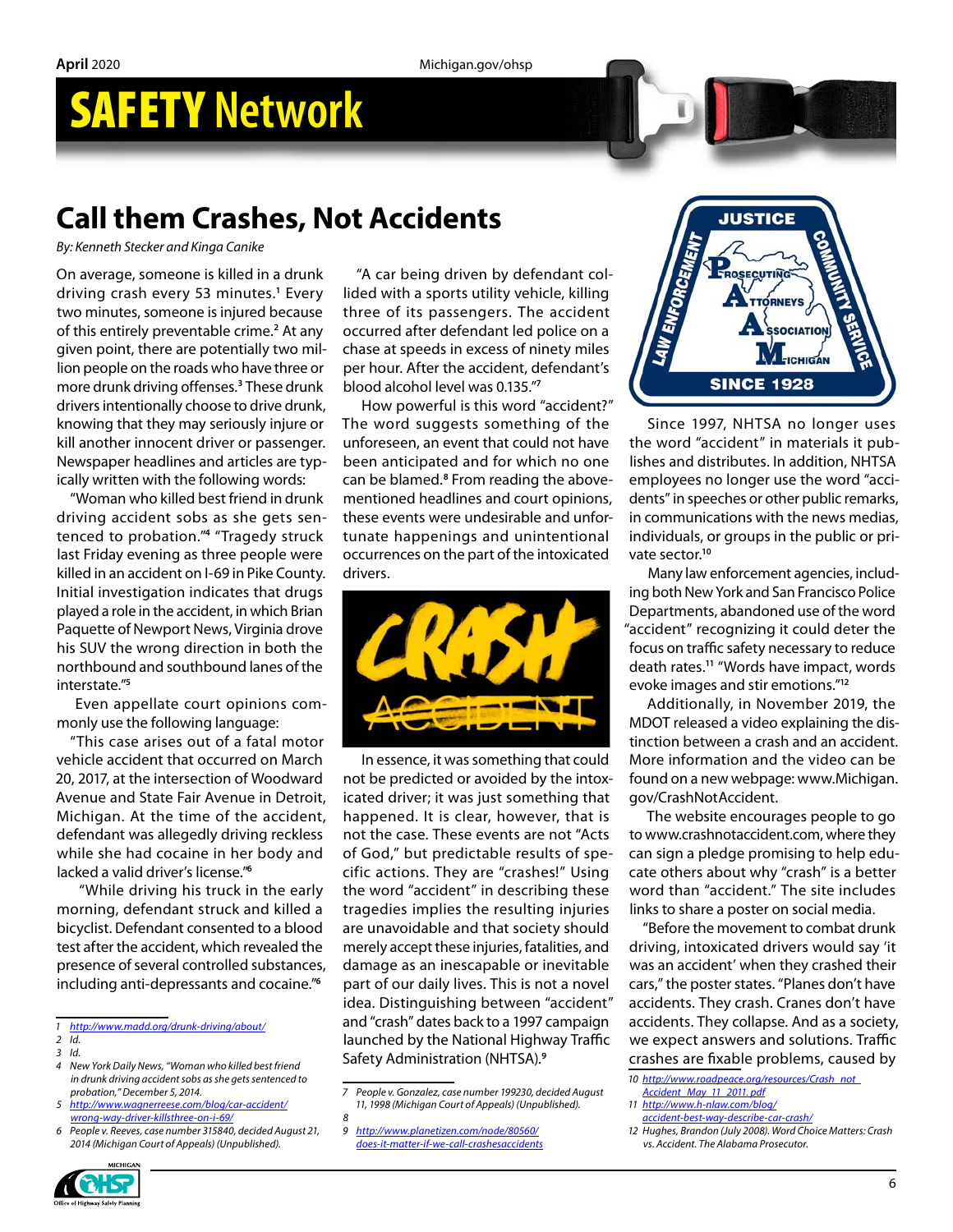# SAFETY Network

## Call them Crashes, Not Accidents

*By: Kenneth Stecker and Kinga Canike*

On average, someone is killed in a drunk driving crash every 53 minutes.[1] Every two minutes, someone is injured because of this entirely preventable crime.[2] At any given point, there are potentially two million people on the roads who have three or more drunk driving offenses.[3] These drunk drivers intentionally choose to drive drunk, knowing that they may seriously injure or kill another innocent driver or passenger. Newspaper headlines and articles are typically written with the following words:

"Woman who killed best friend in drunk driving accident sobs as she gets sentenced to probation."[4] "Tragedy struck last Friday evening as three people were killed in an accident on I-69 in Pike County. Initial investigation indicates that drugs played a role in the accident, in which Brian Paquette of Newport News, Virginia drove his SUV the wrong direction in both the northbound and southbound lanes of the interstate."[5]

Even appellate court opinions commonly use the following language:

"This case arises out of a fatal motor vehicle accident that occurred on March 20, 2017, at the intersection of Woodward Avenue and State Fair Avenue in Detroit, Michigan. At the time of the accident, defendant was allegedly driving reckless while she had cocaine in her body and lacked a valid driver's license."[6]

"While driving his truck in the early morning, defendant struck and killed a bicyclist. Defendant consented to a blood test after the accident, which revealed the presence of several controlled substances, including anti-depressants and cocaine."[6]

"A car being driven by defendant collided with a sports utility vehicle, killing three of its passengers. The accident occurred after defendant led police on a chase at speeds in excess of ninety miles per hour. After the accident, defendant's blood alcohol level was 0.135."[7]

How powerful is this word "accident?" The word suggests something of the unforeseen, an event that could not have been anticipated and for which no one can be blamed.[8] From reading the above-mentioned headlines and court opinions, these events were undesirable and unfortunate happenings and unintentional occurrences on the part of the intoxicated drivers.

In essence, it was something that could not be predicted or avoided by the intoxicated driver; it was just something that happened. It is clear, however, that is not the case. These events are not "Acts of God," but predictable results of specific actions. They are "crashes!" Using the word "accident" in describing these tragedies implies the resulting injuries are unavoidable and that society should merely accept these injuries, fatalities, and damage as an inescapable or inevitable part of our daily lives. This is not a novel idea. Distinguishing between "accident" and "crash" dates back to a 1997 campaign launched by the National Highway Traffic Safety Administration (NHTSA).[9]

Since 1997, NHTSA no longer uses the word "accident" in materials it publishes and distributes. In addition, NHTSA employees no longer use the word "accidents" in speeches or other public remarks, in communications with the news medias, individuals, or groups in the public or private sector.[10]

Many law enforcement agencies, including both New York and San Francisco Police Departments, abandoned use of the word "accident" recognizing it could deter the focus on traffic safety necessary to reduce death rates.[11] "Words have impact, words evoke images and stir emotions."[12]

Additionally, in November 2019, the MDOT released a video explaining the distinction between a crash and an accident. More information and the video can be found on a new webpage: www.Michigan.gov/CrashNotAccident.

The website encourages people to go to www.crashnotaccident.com, where they can sign a pledge promising to help educate others about why "crash" is a better word than "accident." The site includes links to share a poster on social media.

"Before the movement to combat drunk driving, intoxicated drivers would say 'it was an accident' when they crashed their cars," the poster states. "Planes don't have accidents. They crash. Cranes don't have accidents. They collapse. And as a society, we expect answers and solutions. Traffic crashes are fixable problems, caused by

---

1. http://www.madd.org/drunk-driving/about/
2. Id.
3. Id.
4. New York Daily News, "Woman who killed best friend in drunk driving accident sobs as she gets sentenced to probation," December 5, 2014.
5. http://www.wagnerreese.com/blog/car-accident/wrong-way-driver-killsthree-on-i-69/
6. People v. Reeves, case number 315840, decided August 21, 2014 (Michigan Court of Appeals) (Unpublished).
7. People v. Gonzalez, case number 199230, decided August 11, 1998 (Michigan Court of Appeals) (Unpublished).
8.
9. http://www.planetizen.com/node/80560/does-it-matter-if-we-call-crashesaccidents
10. http://www.roadpeace.org/resources/Crash_not_Accident_May_11_2011.pdf
11. http://www.h-nlaw.com/blog/accident-best-way-describe-car-crash/
12. Hughes, Brandon (July 2008). Word Choice Matters: Crash vs. Accident. The Alabama Prosecutor.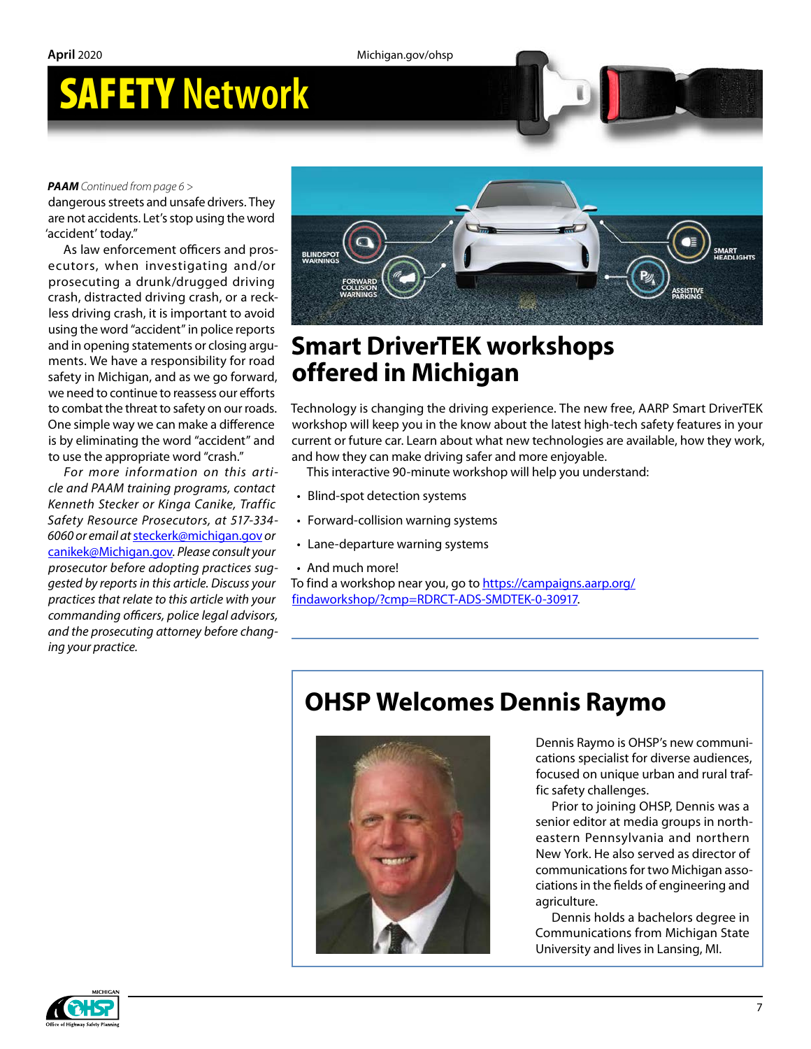***PAAM** Continued from page 6 >*

dangerous streets and unsafe drivers. They are not accidents. Let's stop using the word 'accident' today."

As law enforcement officers and prosecutors, when investigating and/or prosecuting a drunk/drugged driving crash, distracted driving crash, or a reckless driving crash, it is important to avoid using the word "accident" in police reports and in opening statements or closing arguments. We have a responsibility for road safety in Michigan, and as we go forward, we need to continue to reassess our efforts to combat the threat to safety on our roads. One simple way we can make a difference is by eliminating the word "accident" and to use the appropriate word "crash."

*For more information on this article and PAAM training programs, contact Kenneth Stecker or Kinga Canike, Traffic Safety Resource Prosecutors, at 517-334-6060 or email at steckerk@michigan.gov or canikek@Michigan.gov. Please consult your prosecutor before adopting practices suggested by reports in this article. Discuss your practices that relate to this article with your commanding officers, police legal advisors, and the prosecuting attorney before changing your practice.*

## Smart DriverTEK workshops offered in Michigan

Technology is changing the driving experience. The new free, AARP Smart DriverTEK workshop will keep you in the know about the latest high-tech safety features in your current or future car. Learn about what new technologies are available, how they work, and how they can make driving safer and more enjoyable.

This interactive 90-minute workshop will help you understand:

- Blind-spot detection systems
- Forward-collision warning systems
- Lane-departure warning systems
- And much more!

To find a workshop near you, go to https://campaigns.aarp.org/findaworkshop/?cmp=RDRCT-ADS-SMDTEK-0-30917.

## OHSP Welcomes Dennis Raymo

Dennis Raymo is OHSP's new communications specialist for diverse audiences, focused on unique urban and rural traffic safety challenges.

Prior to joining OHSP, Dennis was a senior editor at media groups in northeastern Pennsylvania and northern New York. He also served as director of communications for two Michigan associations in the fields of engineering and agriculture.

Dennis holds a bachelors degree in Communications from Michigan State University and lives in Lansing, MI.